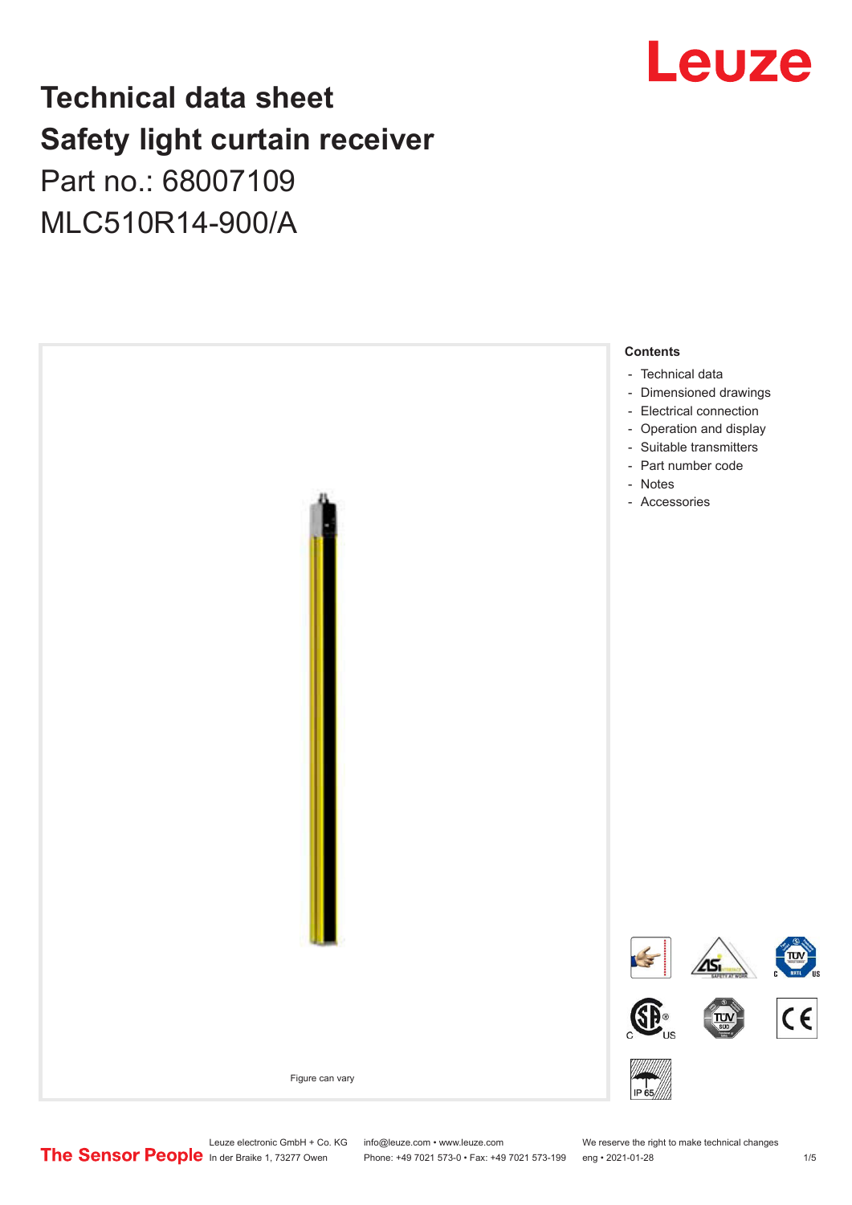# Technical data sheet
# Safety light curtain receiver
## Part no.: 68007109
## MLC510R14-900/A

Figure can vary

**Contents**

- Technical data
- Dimensioned drawings
- Electrical connection
- Operation and display
- Suitable transmitters
- Part number code
- Notes
- Accessories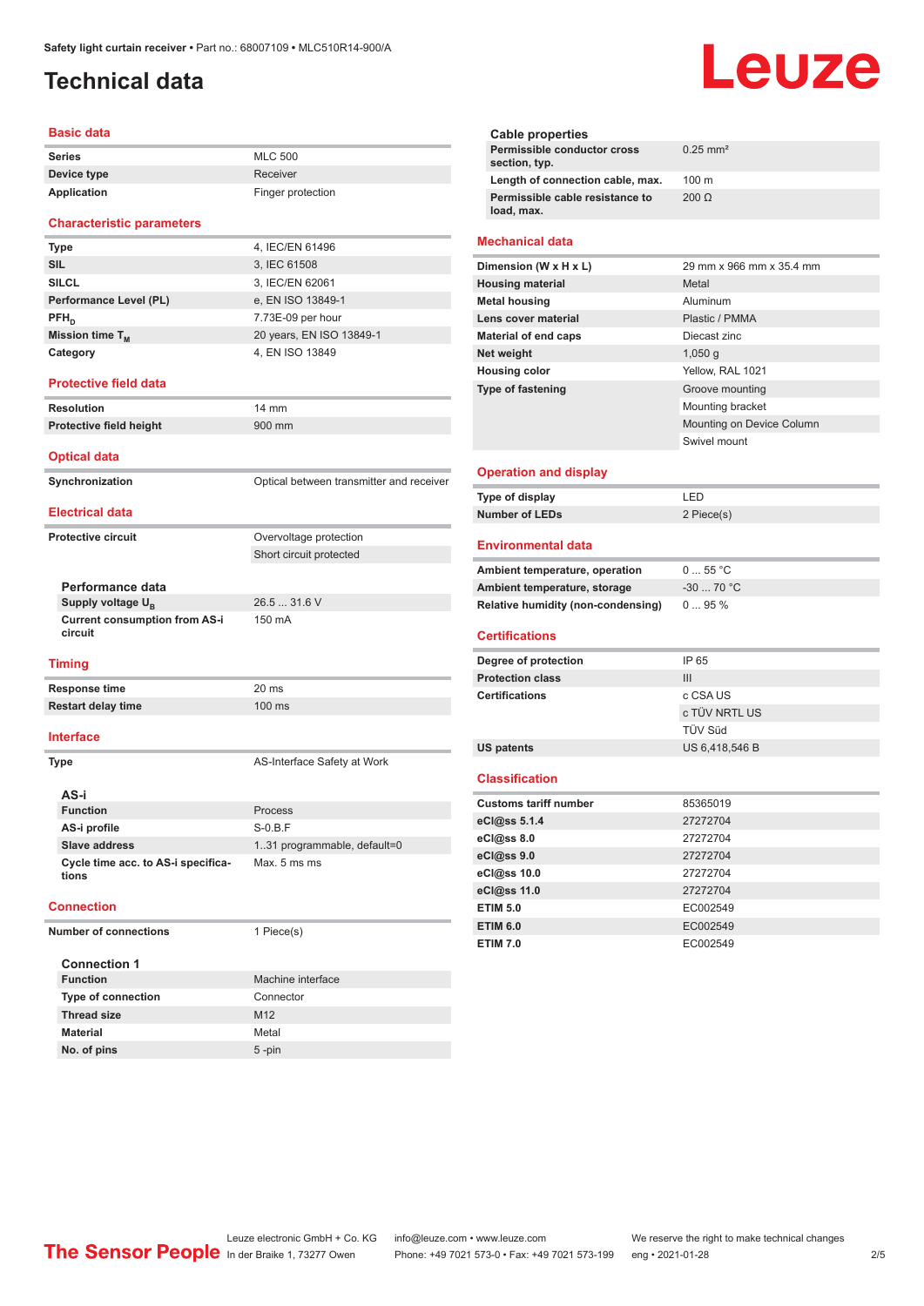# Technical data

## Basic data

| | |
|---|---|
| **Series** | MLC 500 |
| **Device type** | Receiver |
| **Application** | Finger protection |

## Characteristic parameters

| | |
|---|---|
| **Type** | 4, IEC/EN 61496 |
| **SIL** | 3, IEC 61508 |
| **SILCL** | 3, IEC/EN 62061 |
| **Performance Level (PL)** | e, EN ISO 13849-1 |
| **$PFH_D$** | 7.73E-09 per hour |
| **Mission time $T_M$** | 20 years, EN ISO 13849-1 |
| **Category** | 4, EN ISO 13849 |

## Protective field data

| | |
|---|---|
| **Resolution** | 14 mm |
| **Protective field height** | 900 mm |

## Optical data

| | |
|---|---|
| **Synchronization** | Optical between transmitter and receiver |

## Electrical data

| | |
|---|---|
| **Protective circuit** | Overvoltage protection |
| | Short circuit protected |

### Performance data

| | |
|---|---|
| **Supply voltage $U_B$** | 26.5 ... 31.6 V |
| **Current consumption from AS-i circuit** | 150 mA |

## Timing

| | |
|---|---|
| **Response time** | 20 ms |
| **Restart delay time** | 100 ms |

## Interface

| | |
|---|---|
| **Type** | AS-Interface Safety at Work |

### AS-i

| | |
|---|---|
| **Function** | Process |
| **AS-i profile** | S-0.B.F |
| **Slave address** | 1..31 programmable, default=0 |
| **Cycle time acc. to AS-i specifications** | Max. 5 ms ms |

## Connection

| | |
|---|---|
| **Number of connections** | 1 Piece(s) |

### Connection 1

| | |
|---|---|
| **Function** | Machine interface |
| **Type of connection** | Connector |
| **Thread size** | M12 |
| **Material** | Metal |
| **No. of pins** | 5 -pin |

### Cable properties

| | |
|---|---|
| **Permissible conductor cross section, typ.** | 0.25 mm² |
| **Length of connection cable, max.** | 100 m |
| **Permissible cable resistance to load, max.** | 200 Ω |

## Mechanical data

| | |
|---|---|
| **Dimension (W x H x L)** | 29 mm x 966 mm x 35.4 mm |
| **Housing material** | Metal |
| **Metal housing** | Aluminum |
| **Lens cover material** | Plastic / PMMA |
| **Material of end caps** | Diecast zinc |
| **Net weight** | 1,050 g |
| **Housing color** | Yellow, RAL 1021 |
| **Type of fastening** | Groove mounting |
| | Mounting bracket |
| | Mounting on Device Column |
| | Swivel mount |

## Operation and display

| | |
|---|---|
| **Type of display** | LED |
| **Number of LEDs** | 2 Piece(s) |

## Environmental data

| | |
|---|---|
| **Ambient temperature, operation** | 0 ... 55 °C |
| **Ambient temperature, storage** | -30 ... 70 °C |
| **Relative humidity (non-condensing)** | 0 ... 95 % |

## Certifications

| | |
|---|---|
| **Degree of protection** | IP 65 |
| **Protection class** | III |
| **Certifications** | c CSA US |
| | c TÜV NRTL US |
| | TÜV Süd |
| **US patents** | US 6,418,546 B |

## Classification

| | |
|---|---|
| **Customs tariff number** | 85365019 |
| **eCl@ss 5.1.4** | 27272704 |
| **eCl@ss 8.0** | 27272704 |
| **eCl@ss 9.0** | 27272704 |
| **eCl@ss 10.0** | 27272704 |
| **eCl@ss 11.0** | 27272704 |
| **ETIM 5.0** | EC002549 |
| **ETIM 6.0** | EC002549 |
| **ETIM 7.0** | EC002549 |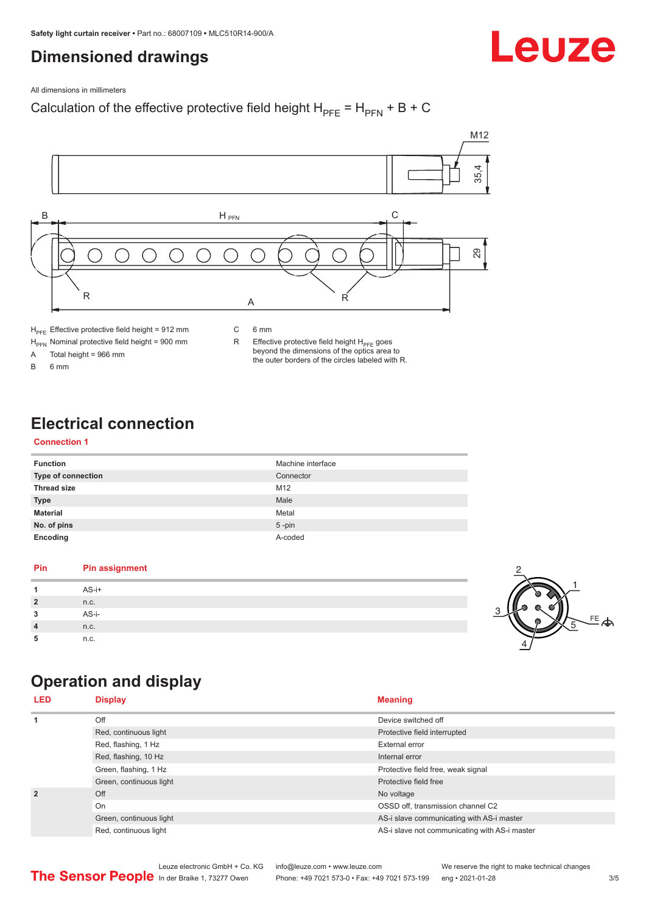# Dimensioned drawings

All dimensions in millimeters

Calculation of the effective protective field height $H_{PFE} = H_{PFN} + B + C$

$H_{PFE}$ Effective protective field height = 912 mm

$H_{PFN}$ Nominal protective field height = 900 mm

A Total height = 966 mm

B 6 mm

C 6 mm

R Effective protective field height $H_{PFE}$ goes beyond the dimensions of the optics area to the outer borders of the circles labeled with R.

# Electrical connection

## Connection 1

| | |
|---|---|
| **Function** | Machine interface |
| **Type of connection** | Connector |
| **Thread size** | M12 |
| **Type** | Male |
| **Material** | Metal |
| **No. of pins** | 5 -pin |
| **Encoding** | A-coded |

| Pin | Pin assignment |
|---|---|
| **1** | AS-i+ |
| **2** | n.c. |
| **3** | AS-i- |
| **4** | n.c. |
| **5** | n.c. |

# Operation and display

| LED | Display | Meaning |
|---|---|---|
| **1** | Off | Device switched off |
| | Red, continuous light | Protective field interrupted |
| | Red, flashing, 1 Hz | External error |
| | Red, flashing, 10 Hz | Internal error |
| | Green, flashing, 1 Hz | Protective field free, weak signal |
| | Green, continuous light | Protective field free |
| **2** | Off | No voltage |
| | On | OSSD off, transmission channel C2 |
| | Green, continuous light | AS-i slave communicating with AS-i master |
| | Red, continuous light | AS-i slave not communicating with AS-i master |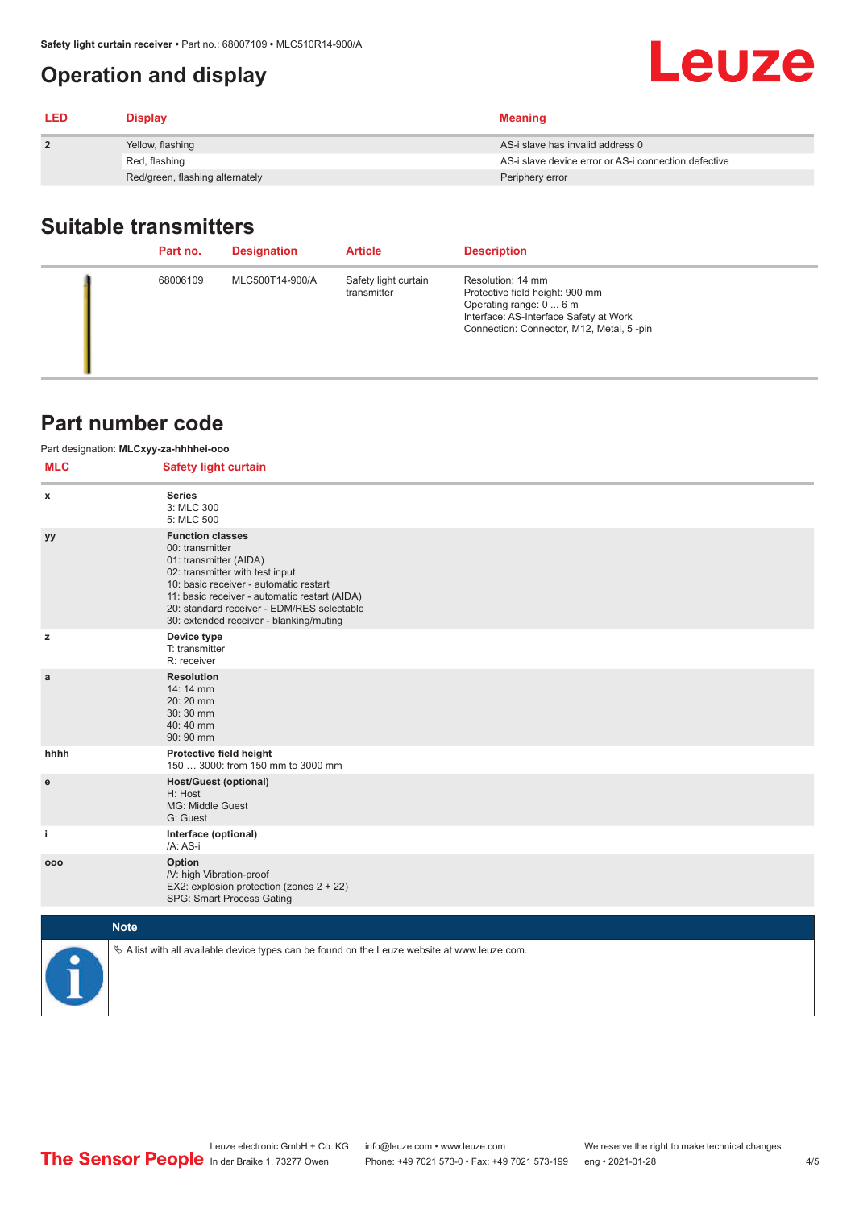## Operation and display

| LED | Display | Meaning |
|---|---|---|
| 2 | Yellow, flashing | AS-i slave has invalid address 0 |
| | Red, flashing | AS-i slave device error or AS-i connection defective |
| | Red/green, flashing alternately | Periphery error |

## Suitable transmitters

| | Part no. | Designation | Article | Description |
|---|---|---|---|---|
| | 68006109 | MLC500T14-900/A | Safety light curtain transmitter | Resolution: 14 mm<br>Protective field height: 900 mm<br>Operating range: 0 ... 6 m<br>Interface: AS-Interface Safety at Work<br>Connection: Connector, M12, Metal, 5 -pin |

## Part number code

Part designation: **MLCxyy-za-hhhhei-ooo**

| MLC | Safety light curtain |
|---|---|
| x | **Series**<br>3: MLC 300<br>5: MLC 500 |
| yy | **Function classes**<br>00: transmitter<br>01: transmitter (AIDA)<br>02: transmitter with test input<br>10: basic receiver - automatic restart<br>11: basic receiver - automatic restart (AIDA)<br>20: standard receiver - EDM/RES selectable<br>30: extended receiver - blanking/muting |
| z | **Device type**<br>T: transmitter<br>R: receiver |
| a | **Resolution**<br>14: 14 mm<br>20: 20 mm<br>30: 30 mm<br>40: 40 mm<br>90: 90 mm |
| hhhh | **Protective field height**<br>150 … 3000: from 150 mm to 3000 mm |
| e | **Host/Guest (optional)**<br>H: Host<br>MG: Middle Guest<br>G: Guest |
| i | **Interface (optional)**<br>/A: AS-i |
| ooo | **Option**<br>/V: high Vibration-proof<br>EX2: explosion protection (zones 2 + 22)<br>SPG: Smart Process Gating |

**Note**

A list with all available device types can be found on the Leuze website at www.leuze.com.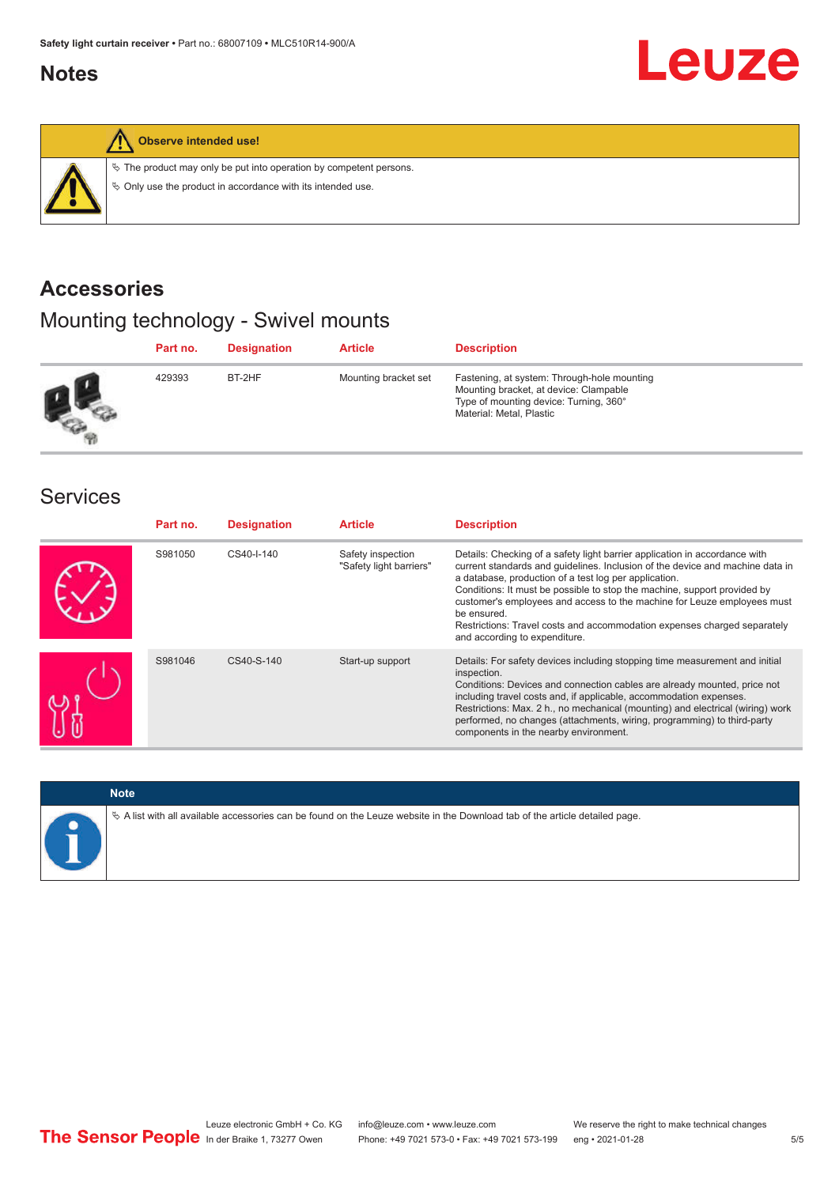## Notes

**Observe intended use!**

- ✎ The product may only be put into operation by competent persons.
- ✎ Only use the product in accordance with its intended use.

# Accessories

## Mounting technology - Swivel mounts

| | Part no. | Designation | Article | Description |
|---|---|---|---|---|
| | 429393 | BT-2HF | Mounting bracket set | Fastening, at system: Through-hole mounting<br>Mounting bracket, at device: Clampable<br>Type of mounting device: Turning, 360°<br>Material: Metal, Plastic |

## Services

| | Part no. | Designation | Article | Description |
|---|---|---|---|---|
| | S981050 | CS40-I-140 | Safety inspection "Safety light barriers" | Details: Checking of a safety light barrier application in accordance with current standards and guidelines. Inclusion of the device and machine data in a database, production of a test log per application.<br>Conditions: It must be possible to stop the machine, support provided by customer's employees and access to the machine for Leuze employees must be ensured.<br>Restrictions: Travel costs and accommodation expenses charged separately and according to expenditure. |
| | S981046 | CS40-S-140 | Start-up support | Details: For safety devices including stopping time measurement and initial inspection.<br>Conditions: Devices and connection cables are already mounted, price not including travel costs and, if applicable, accommodation expenses.<br>Restrictions: Max. 2 h., no mechanical (mounting) and electrical (wiring) work performed, no changes (attachments, wiring, programming) to third-party components in the nearby environment. |

**Note**

- ✎ A list with all available accessories can be found on the Leuze website in the Download tab of the article detailed page.